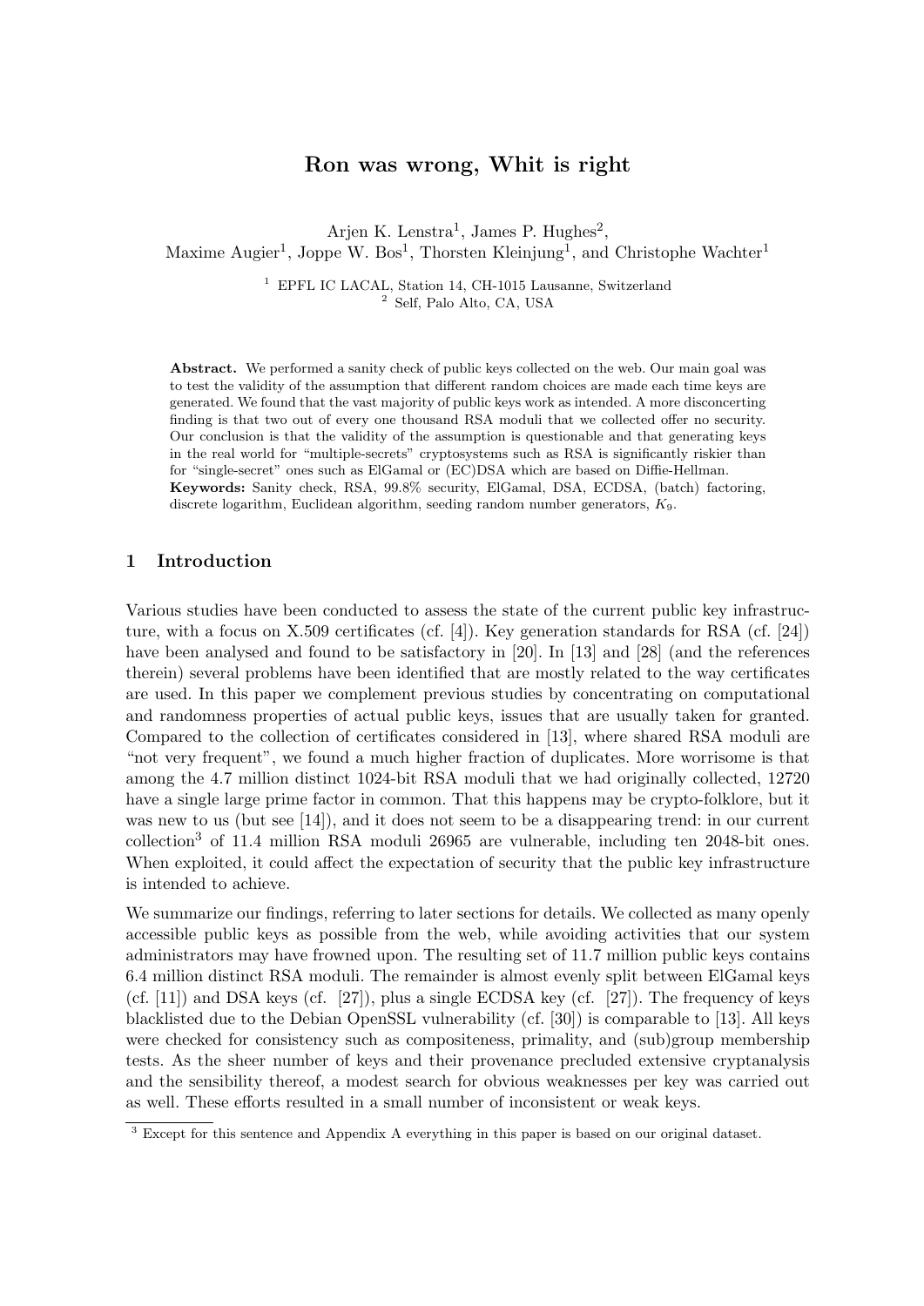# Ron was wrong, Whit is right

Arjen K. Lenstra[1], James P. Hughes[2],
Maxime Augier[1], Joppe W. Bos[1], Thorsten Kleinjung[1], and Christophe Wachter[1]

[1] EPFL IC LACAL, Station 14, CH-1015 Lausanne, Switzerland
[2] Self, Palo Alto, CA, USA

**Abstract.** We performed a sanity check of public keys collected on the web. Our main goal was to test the validity of the assumption that different random choices are made each time keys are generated. We found that the vast majority of public keys work as intended. A more disconcerting finding is that two out of every one thousand RSA moduli that we collected offer no security. Our conclusion is that the validity of the assumption is questionable and that generating keys in the real world for "multiple-secrets" cryptosystems such as RSA is significantly riskier than for "single-secret" ones such as ElGamal or (EC)DSA which are based on Diffie-Hellman.
**Keywords:** Sanity check, RSA, 99.8% security, ElGamal, DSA, ECDSA, (batch) factoring, discrete logarithm, Euclidean algorithm, seeding random number generators, $K_9$.

## 1 Introduction

Various studies have been conducted to assess the state of the current public key infrastructure, with a focus on X.509 certificates (cf. [4]). Key generation standards for RSA (cf. [24]) have been analysed and found to be satisfactory in [20]. In [13] and [28] (and the references therein) several problems have been identified that are mostly related to the way certificates are used. In this paper we complement previous studies by concentrating on computational and randomness properties of actual public keys, issues that are usually taken for granted. Compared to the collection of certificates considered in [13], where shared RSA moduli are "not very frequent", we found a much higher fraction of duplicates. More worrisome is that among the 4.7 million distinct 1024-bit RSA moduli that we had originally collected, 12720 have a single large prime factor in common. That this happens may be crypto-folklore, but it was new to us (but see [14]), and it does not seem to be a disappearing trend: in our current collection[3] of 11.4 million RSA moduli 26965 are vulnerable, including ten 2048-bit ones. When exploited, it could affect the expectation of security that the public key infrastructure is intended to achieve.

We summarize our findings, referring to later sections for details. We collected as many openly accessible public keys as possible from the web, while avoiding activities that our system administrators may have frowned upon. The resulting set of 11.7 million public keys contains 6.4 million distinct RSA moduli. The remainder is almost evenly split between ElGamal keys (cf. [11]) and DSA keys (cf. [27]), plus a single ECDSA key (cf. [27]). The frequency of keys blacklisted due to the Debian OpenSSL vulnerability (cf. [30]) is comparable to [13]. All keys were checked for consistency such as compositeness, primality, and (sub)group membership tests. As the sheer number of keys and their provenance precluded extensive cryptanalysis and the sensibility thereof, a modest search for obvious weaknesses per key was carried out as well. These efforts resulted in a small number of inconsistent or weak keys.

[3] Except for this sentence and Appendix A everything in this paper is based on our original dataset.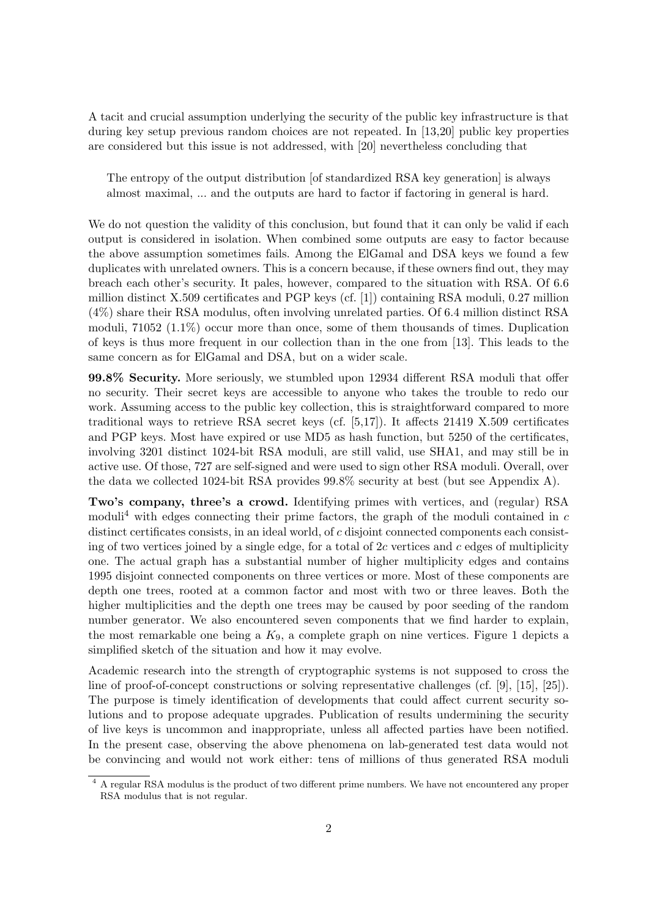A tacit and crucial assumption underlying the security of the public key infrastructure is that during key setup previous random choices are not repeated. In [13,20] public key properties are considered but this issue is not addressed, with [20] nevertheless concluding that

> The entropy of the output distribution [of standardized RSA key generation] is always almost maximal, ... and the outputs are hard to factor if factoring in general is hard.

We do not question the validity of this conclusion, but found that it can only be valid if each output is considered in isolation. When combined some outputs are easy to factor because the above assumption sometimes fails. Among the ElGamal and DSA keys we found a few duplicates with unrelated owners. This is a concern because, if these owners find out, they may breach each other's security. It pales, however, compared to the situation with RSA. Of 6.6 million distinct X.509 certificates and PGP keys (cf. [1]) containing RSA moduli, 0.27 million (4%) share their RSA modulus, often involving unrelated parties. Of 6.4 million distinct RSA moduli, 71052 (1.1%) occur more than once, some of them thousands of times. Duplication of keys is thus more frequent in our collection than in the one from [13]. This leads to the same concern as for ElGamal and DSA, but on a wider scale.

**99.8% Security.** More seriously, we stumbled upon 12934 different RSA moduli that offer no security. Their secret keys are accessible to anyone who takes the trouble to redo our work. Assuming access to the public key collection, this is straightforward compared to more traditional ways to retrieve RSA secret keys (cf. [5,17]). It affects 21419 X.509 certificates and PGP keys. Most have expired or use MD5 as hash function, but 5250 of the certificates, involving 3201 distinct 1024-bit RSA moduli, are still valid, use SHA1, and may still be in active use. Of those, 727 are self-signed and were used to sign other RSA moduli. Overall, over the data we collected 1024-bit RSA provides 99.8% security at best (but see Appendix A).

**Two's company, three's a crowd.** Identifying primes with vertices, and (regular) RSA moduli[4] with edges connecting their prime factors, the graph of the moduli contained in $c$ distinct certificates consists, in an ideal world, of $c$ disjoint connected components each consisting of two vertices joined by a single edge, for a total of $2c$ vertices and $c$ edges of multiplicity one. The actual graph has a substantial number of higher multiplicity edges and contains 1995 disjoint connected components on three vertices or more. Most of these components are depth one trees, rooted at a common factor and most with two or three leaves. Both the higher multiplicities and the depth one trees may be caused by poor seeding of the random number generator. We also encountered seven components that we find harder to explain, the most remarkable one being a $K_9$, a complete graph on nine vertices. Figure 1 depicts a simplified sketch of the situation and how it may evolve.

Academic research into the strength of cryptographic systems is not supposed to cross the line of proof-of-concept constructions or solving representative challenges (cf. [9], [15], [25]). The purpose is timely identification of developments that could affect current security solutions and to propose adequate upgrades. Publication of results undermining the security of live keys is uncommon and inappropriate, unless all affected parties have been notified. In the present case, observing the above phenomena on lab-generated test data would not be convincing and would not work either: tens of millions of thus generated RSA moduli

[4] A regular RSA modulus is the product of two different prime numbers. We have not encountered any proper RSA modulus that is not regular.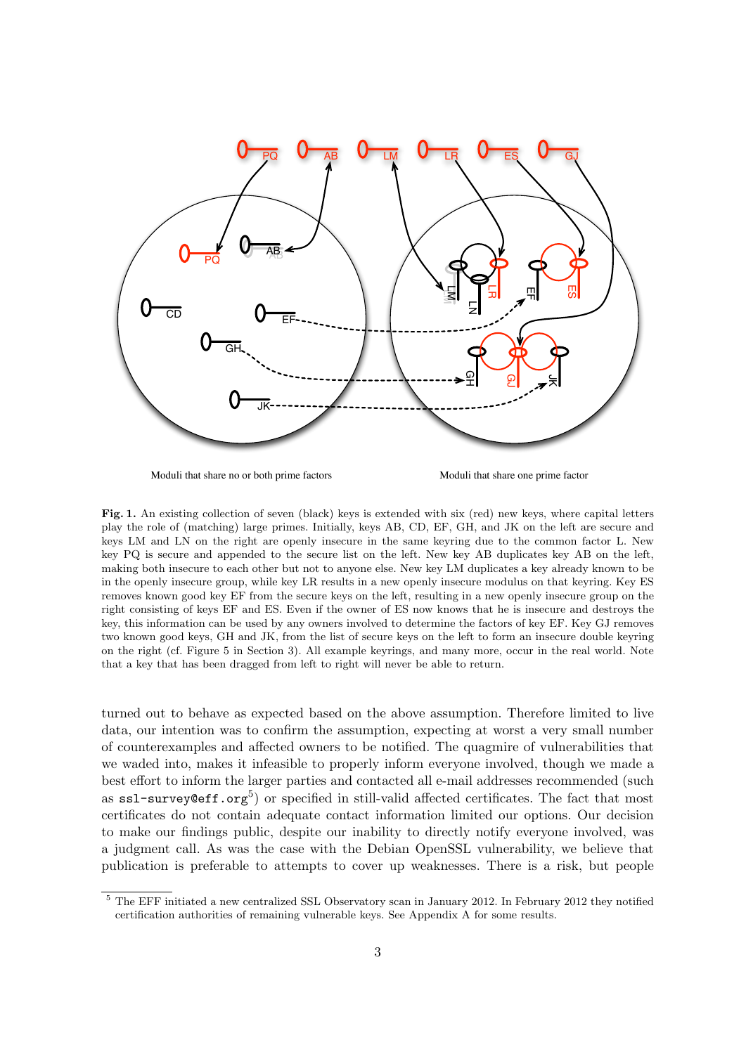Moduli that share no or both prime factors

Moduli that share one prime factor

**Fig. 1.** An existing collection of seven (black) keys is extended with six (red) new keys, where capital letters play the role of (matching) large primes. Initially, keys AB, CD, EF, GH, and JK on the left are secure and keys LM and LN on the right are openly insecure in the same keyring due to the common factor L. New key PQ is secure and appended to the secure list on the left. New key AB duplicates key AB on the left, making both insecure to each other but not to anyone else. New key LM duplicates a key already known to be in the openly insecure group, while key LR results in a new openly insecure modulus on that keyring. Key ES removes known good key EF from the secure keys on the left, resulting in a new openly insecure group on the right consisting of keys EF and ES. Even if the owner of ES now knows that he is insecure and destroys the key, this information can be used by any owners involved to determine the factors of key EF. Key GJ removes two known good keys, GH and JK, from the list of secure keys on the left to form an insecure double keyring on the right (cf. Figure 5 in Section 3). All example keyrings, and many more, occur in the real world. Note that a key that has been dragged from left to right will never be able to return.

turned out to behave as expected based on the above assumption. Therefore limited to live data, our intention was to confirm the assumption, expecting at worst a very small number of counterexamples and affected owners to be notified. The quagmire of vulnerabilities that we waded into, makes it infeasible to properly inform everyone involved, though we made a best effort to inform the larger parties and contacted all e-mail addresses recommended (such as `ssl-survey@eff.org`[5]) or specified in still-valid affected certificates. The fact that most certificates do not contain adequate contact information limited our options. Our decision to make our findings public, despite our inability to directly notify everyone involved, was a judgment call. As was the case with the Debian OpenSSL vulnerability, we believe that publication is preferable to attempts to cover up weaknesses. There is a risk, but people

[5] The EFF initiated a new centralized SSL Observatory scan in January 2012. In February 2012 they notified certification authorities of remaining vulnerable keys. See Appendix A for some results.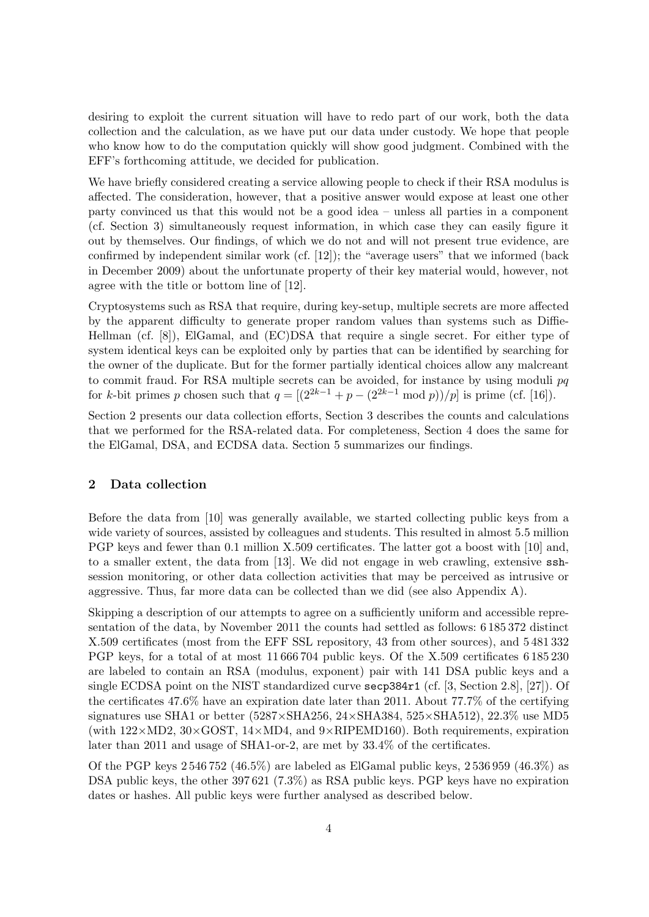desiring to exploit the current situation will have to redo part of our work, both the data collection and the calculation, as we have put our data under custody. We hope that people who know how to do the computation quickly will show good judgment. Combined with the EFF's forthcoming attitude, we decided for publication.

We have briefly considered creating a service allowing people to check if their RSA modulus is affected. The consideration, however, that a positive answer would expose at least one other party convinced us that this would not be a good idea – unless all parties in a component (cf. Section 3) simultaneously request information, in which case they can easily figure it out by themselves. Our findings, of which we do not and will not present true evidence, are confirmed by independent similar work (cf. [12]); the "average users" that we informed (back in December 2009) about the unfortunate property of their key material would, however, not agree with the title or bottom line of [12].

Cryptosystems such as RSA that require, during key-setup, multiple secrets are more affected by the apparent difficulty to generate proper random values than systems such as Diffie-Hellman (cf. [8]), ElGamal, and (EC)DSA that require a single secret. For either type of system identical keys can be exploited only by parties that can be identified by searching for the owner of the duplicate. But for the former partially identical choices allow any malcreant to commit fraud. For RSA multiple secrets can be avoided, for instance by using moduli $pq$ for $k$-bit primes $p$ chosen such that $q = [(2^{2k-1} + p - (2^{2k-1} \bmod p))/p]$ is prime (cf. [16]).

Section 2 presents our data collection efforts, Section 3 describes the counts and calculations that we performed for the RSA-related data. For completeness, Section 4 does the same for the ElGamal, DSA, and ECDSA data. Section 5 summarizes our findings.

## 2 Data collection

Before the data from [10] was generally available, we started collecting public keys from a wide variety of sources, assisted by colleagues and students. This resulted in almost 5.5 million PGP keys and fewer than 0.1 million X.509 certificates. The latter got a boost with [10] and, to a smaller extent, the data from [13]. We did not engage in web crawling, extensive `ssh`-session monitoring, or other data collection activities that may be perceived as intrusive or aggressive. Thus, far more data can be collected than we did (see also Appendix A).

Skipping a description of our attempts to agree on a sufficiently uniform and accessible representation of the data, by November 2011 the counts had settled as follows: 6 185 372 distinct X.509 certificates (most from the EFF SSL repository, 43 from other sources), and 5 481 332 PGP keys, for a total of at most 11 666 704 public keys. Of the X.509 certificates 6 185 230 are labeled to contain an RSA (modulus, exponent) pair with 141 DSA public keys and a single ECDSA point on the NIST standardized curve `secp384r1` (cf. [3, Section 2.8], [27]). Of the certificates 47.6% have an expiration date later than 2011. About 77.7% of the certifying signatures use SHA1 or better (5287×SHA256, 24×SHA384, 525×SHA512), 22.3% use MD5 (with 122×MD2, 30×GOST, 14×MD4, and 9×RIPEMD160). Both requirements, expiration later than 2011 and usage of SHA1-or-2, are met by 33.4% of the certificates.

Of the PGP keys 2 546 752 (46.5%) are labeled as ElGamal public keys, 2 536 959 (46.3%) as DSA public keys, the other 397 621 (7.3%) as RSA public keys. PGP keys have no expiration dates or hashes. All public keys were further analysed as described below.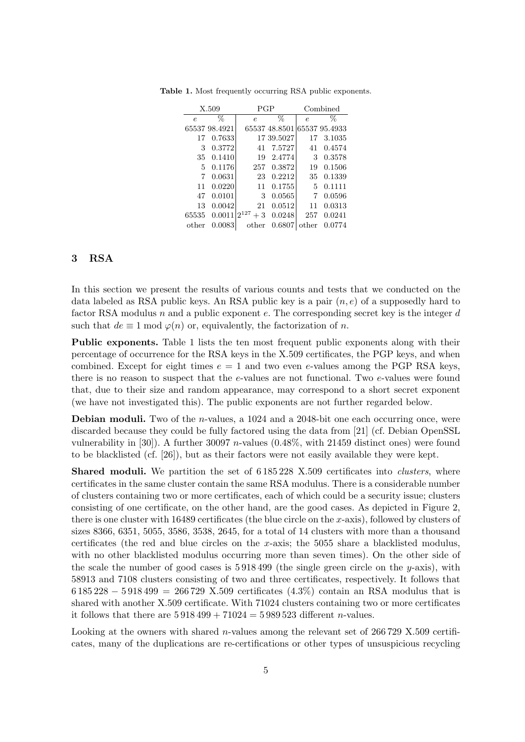**Table 1.** Most frequently occurring RSA public exponents.

| X.509 | | PGP | | Combined | |
|---|---|---|---|---|---|
| $e$ | % | $e$ | % | $e$ | % |
| 65537 | 98.4921 | 65537 | 48.8501 | 65537 | 95.4933 |
| 17 | 0.7633 | 17 | 39.5027 | 17 | 3.1035 |
| 3 | 0.3772 | 41 | 7.5727 | 41 | 0.4574 |
| 35 | 0.1410 | 19 | 2.4774 | 3 | 0.3578 |
| 5 | 0.1176 | 257 | 0.3872 | 19 | 0.1506 |
| 7 | 0.0631 | 23 | 0.2212 | 35 | 0.1339 |
| 11 | 0.0220 | 11 | 0.1755 | 5 | 0.1111 |
| 47 | 0.0101 | 3 | 0.0565 | 7 | 0.0596 |
| 13 | 0.0042 | 21 | 0.0512 | 11 | 0.0313 |
| 65535 | 0.0011 | $2^{127}+3$ | 0.0248 | 257 | 0.0241 |
| other | 0.0083 | other | 0.6807 | other | 0.0774 |

## 3 RSA

In this section we present the results of various counts and tests that we conducted on the data labeled as RSA public keys. An RSA public key is a pair $(n, e)$ of a supposedly hard to factor RSA modulus $n$ and a public exponent $e$. The corresponding secret key is the integer $d$ such that $de \equiv 1 \bmod \varphi(n)$ or, equivalently, the factorization of $n$.

**Public exponents.** Table 1 lists the ten most frequent public exponents along with their percentage of occurrence for the RSA keys in the X.509 certificates, the PGP keys, and when combined. Except for eight times $e = 1$ and two even $e$-values among the PGP RSA keys, there is no reason to suspect that the $e$-values are not functional. Two $e$-values were found that, due to their size and random appearance, may correspond to a short secret exponent (we have not investigated this). The public exponents are not further regarded below.

**Debian moduli.** Two of the $n$-values, a 1024 and a 2048-bit one each occurring once, were discarded because they could be fully factored using the data from [21] (cf. Debian OpenSSL vulnerability in [30]). A further 30097 $n$-values (0.48%, with 21459 distinct ones) were found to be blacklisted (cf. [26]), but as their factors were not easily available they were kept.

**Shared moduli.** We partition the set of 6 185 228 X.509 certificates into *clusters*, where certificates in the same cluster contain the same RSA modulus. There is a considerable number of clusters containing two or more certificates, each of which could be a security issue; clusters consisting of one certificate, on the other hand, are the good cases. As depicted in Figure 2, there is one cluster with 16489 certificates (the blue circle on the $x$-axis), followed by clusters of sizes 8366, 6351, 5055, 3586, 3538, 2645, for a total of 14 clusters with more than a thousand certificates (the red and blue circles on the $x$-axis; the 5055 share a blacklisted modulus, with no other blacklisted modulus occurring more than seven times). On the other side of the scale the number of good cases is 5 918 499 (the single green circle on the $y$-axis), with 58913 and 7108 clusters consisting of two and three certificates, respectively. It follows that $6\,185\,228 - 5\,918\,499 = 266\,729$ X.509 certificates (4.3%) contain an RSA modulus that is shared with another X.509 certificate. With 71024 clusters containing two or more certificates it follows that there are $5\,918\,499 + 71024 = 5\,989\,523$ different $n$-values.

Looking at the owners with shared $n$-values among the relevant set of 266 729 X.509 certificates, many of the duplications are re-certifications or other types of unsuspicious recycling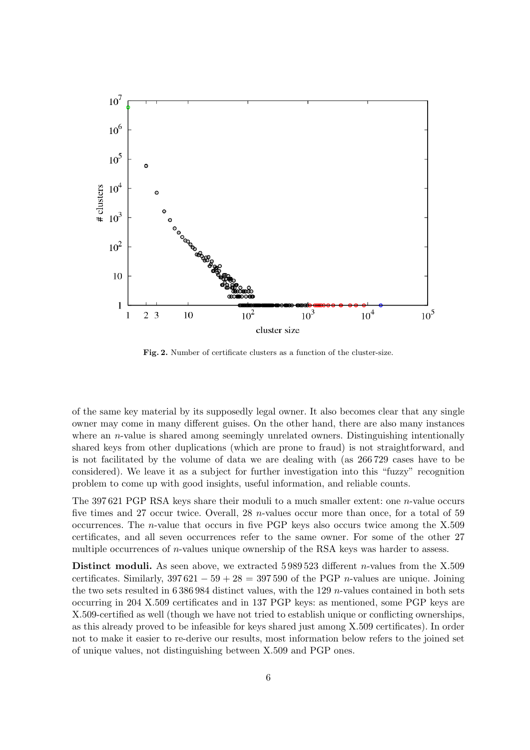**Fig. 2.** Number of certificate clusters as a function of the cluster-size.

of the same key material by its supposedly legal owner. It also becomes clear that any single owner may come in many different guises. On the other hand, there are also many instances where an $n$-value is shared among seemingly unrelated owners. Distinguishing intentionally shared keys from other duplications (which are prone to fraud) is not straightforward, and is not facilitated by the volume of data we are dealing with (as 266 729 cases have to be considered). We leave it as a subject for further investigation into this "fuzzy" recognition problem to come up with good insights, useful information, and reliable counts.

The 397 621 PGP RSA keys share their moduli to a much smaller extent: one $n$-value occurs five times and 27 occur twice. Overall, 28 $n$-values occur more than once, for a total of 59 occurrences. The $n$-value that occurs in five PGP keys also occurs twice among the X.509 certificates, and all seven occurrences refer to the same owner. For some of the other 27 multiple occurrences of $n$-values unique ownership of the RSA keys was harder to assess.

**Distinct moduli.** As seen above, we extracted 5 989 523 different $n$-values from the X.509 certificates. Similarly, $397\,621 - 59 + 28 = 397\,590$ of the PGP $n$-values are unique. Joining the two sets resulted in 6 386 984 distinct values, with the 129 $n$-values contained in both sets occurring in 204 X.509 certificates and in 137 PGP keys: as mentioned, some PGP keys are X.509-certified as well (though we have not tried to establish unique or conflicting ownerships, as this already proved to be infeasible for keys shared just among X.509 certificates). In order not to make it easier to re-derive our results, most information below refers to the joined set of unique values, not distinguishing between X.509 and PGP ones.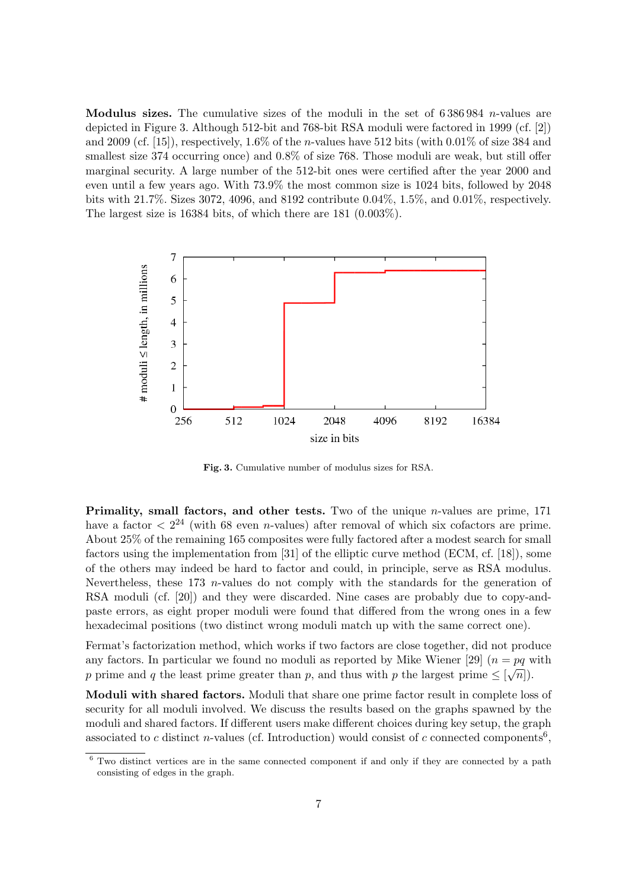**Modulus sizes.** The cumulative sizes of the moduli in the set of 6 386 984 $n$-values are depicted in Figure 3. Although 512-bit and 768-bit RSA moduli were factored in 1999 (cf. [2]) and 2009 (cf. [15]), respectively, 1.6% of the $n$-values have 512 bits (with 0.01% of size 384 and smallest size 374 occurring once) and 0.8% of size 768. Those moduli are weak, but still offer marginal security. A large number of the 512-bit ones were certified after the year 2000 and even until a few years ago. With 73.9% the most common size is 1024 bits, followed by 2048 bits with 21.7%. Sizes 3072, 4096, and 8192 contribute 0.04%, 1.5%, and 0.01%, respectively. The largest size is 16384 bits, of which there are 181 (0.003%).

**Fig. 3.** Cumulative number of modulus sizes for RSA.

**Primality, small factors, and other tests.** Two of the unique $n$-values are prime, 171 have a factor $< 2^{24}$ (with 68 even $n$-values) after removal of which six cofactors are prime. About 25% of the remaining 165 composites were fully factored after a modest search for small factors using the implementation from [31] of the elliptic curve method (ECM, cf. [18]), some of the others may indeed be hard to factor and could, in principle, serve as RSA modulus. Nevertheless, these 173 $n$-values do not comply with the standards for the generation of RSA moduli (cf. [20]) and they were discarded. Nine cases are probably due to copy-and-paste errors, as eight proper moduli were found that differed from the wrong ones in a few hexadecimal positions (two distinct wrong moduli match up with the same correct one).

Fermat's factorization method, which works if two factors are close together, did not produce any factors. In particular we found no moduli as reported by Mike Wiener [29] ($n = pq$ with $p$ prime and $q$ the least prime greater than $p$, and thus with $p$ the largest prime $\leq [\sqrt{n}]$).

**Moduli with shared factors.** Moduli that share one prime factor result in complete loss of security for all moduli involved. We discuss the results based on the graphs spawned by the moduli and shared factors. If different users make different choices during key setup, the graph associated to $c$ distinct $n$-values (cf. Introduction) would consist of $c$ connected components[6],

[6] Two distinct vertices are in the same connected component if and only if they are connected by a path consisting of edges in the graph.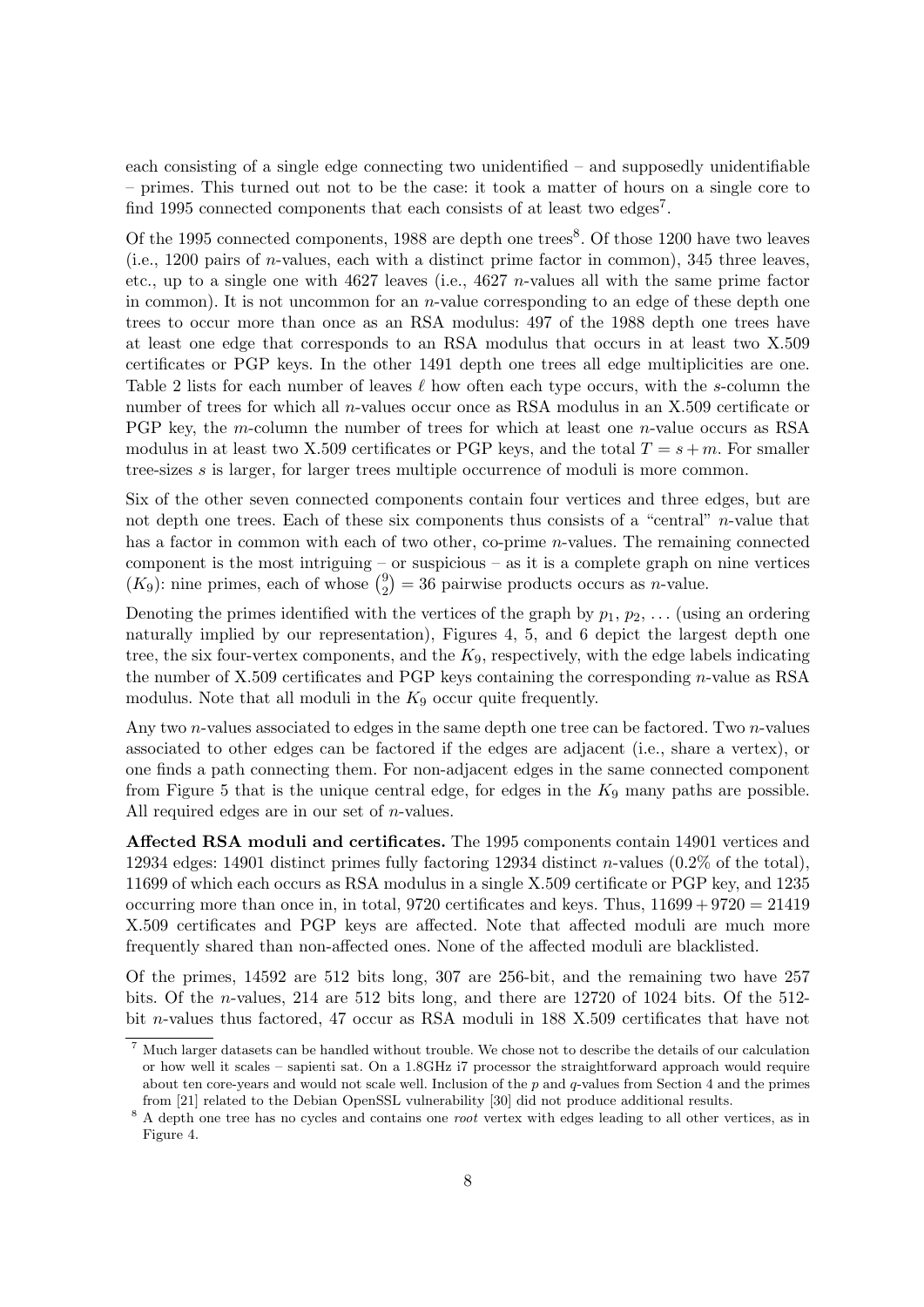each consisting of a single edge connecting two unidentified – and supposedly unidentifiable – primes. This turned out not to be the case: it took a matter of hours on a single core to find 1995 connected components that each consists of at least two edges[7].

Of the 1995 connected components, 1988 are depth one trees[8]. Of those 1200 have two leaves (i.e., 1200 pairs of $n$-values, each with a distinct prime factor in common), 345 three leaves, etc., up to a single one with 4627 leaves (i.e., 4627 $n$-values all with the same prime factor in common). It is not uncommon for an $n$-value corresponding to an edge of these depth one trees to occur more than once as an RSA modulus: 497 of the 1988 depth one trees have at least one edge that corresponds to an RSA modulus that occurs in at least two X.509 certificates or PGP keys. In the other 1491 depth one trees all edge multiplicities are one. Table 2 lists for each number of leaves $\ell$ how often each type occurs, with the $s$-column the number of trees for which all $n$-values occur once as RSA modulus in an X.509 certificate or PGP key, the $m$-column the number of trees for which at least one $n$-value occurs as RSA modulus in at least two X.509 certificates or PGP keys, and the total $T = s + m$. For smaller tree-sizes $s$ is larger, for larger trees multiple occurrence of moduli is more common.

Six of the other seven connected components contain four vertices and three edges, but are not depth one trees. Each of these six components thus consists of a "central" $n$-value that has a factor in common with each of two other, co-prime $n$-values. The remaining connected component is the most intriguing – or suspicious – as it is a complete graph on nine vertices ($K_9$): nine primes, each of whose $\binom{9}{2} = 36$ pairwise products occurs as $n$-value.

Denoting the primes identified with the vertices of the graph by $p_1$, $p_2$, ... (using an ordering naturally implied by our representation), Figures 4, 5, and 6 depict the largest depth one tree, the six four-vertex components, and the $K_9$, respectively, with the edge labels indicating the number of X.509 certificates and PGP keys containing the corresponding $n$-value as RSA modulus. Note that all moduli in the $K_9$ occur quite frequently.

Any two $n$-values associated to edges in the same depth one tree can be factored. Two $n$-values associated to other edges can be factored if the edges are adjacent (i.e., share a vertex), or one finds a path connecting them. For non-adjacent edges in the same connected component from Figure 5 that is the unique central edge, for edges in the $K_9$ many paths are possible. All required edges are in our set of $n$-values.

**Affected RSA moduli and certificates.** The 1995 components contain 14901 vertices and 12934 edges: 14901 distinct primes fully factoring 12934 distinct $n$-values (0.2% of the total), 11699 of which each occurs as RSA modulus in a single X.509 certificate or PGP key, and 1235 occurring more than once in, in total, 9720 certificates and keys. Thus, $11699 + 9720 = 21419$ X.509 certificates and PGP keys are affected. Note that affected moduli are much more frequently shared than non-affected ones. None of the affected moduli are blacklisted.

Of the primes, 14592 are 512 bits long, 307 are 256-bit, and the remaining two have 257 bits. Of the $n$-values, 214 are 512 bits long, and there are 12720 of 1024 bits. Of the 512-bit $n$-values thus factored, 47 occur as RSA moduli in 188 X.509 certificates that have not

---

[7] Much larger datasets can be handled without trouble. We chose not to describe the details of our calculation or how well it scales – sapienti sat. On a 1.8GHz i7 processor the straightforward approach would require about ten core-years and would not scale well. Inclusion of the $p$ and $q$-values from Section 4 and the primes from [21] related to the Debian OpenSSL vulnerability [30] did not produce additional results.

[8] A depth one tree has no cycles and contains one *root* vertex with edges leading to all other vertices, as in Figure 4.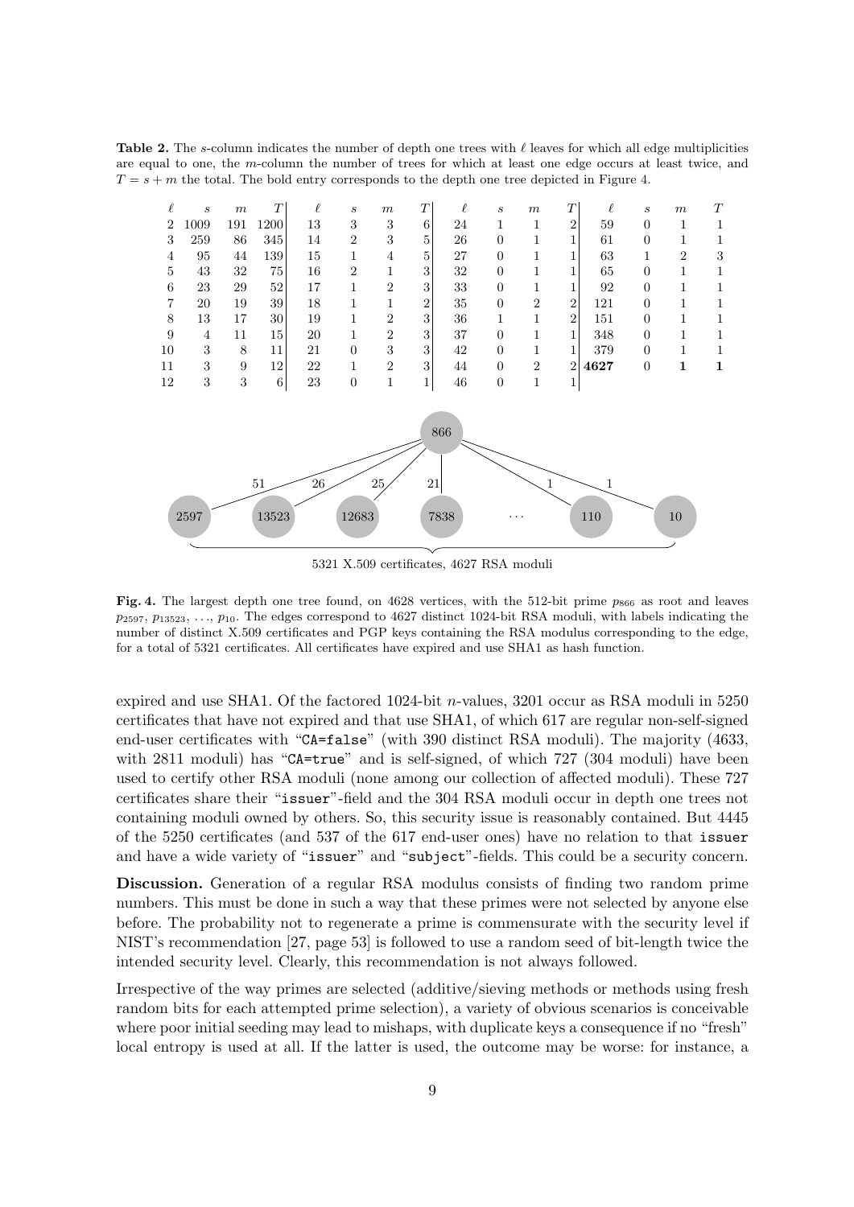**Table 2.** The $s$-column indicates the number of depth one trees with $\ell$ leaves for which all edge multiplicities are equal to one, the $m$-column the number of trees for which at least one edge occurs at least twice, and $T = s + m$ the total. The bold entry corresponds to the depth one tree depicted in Figure 4.

| $\ell$ | $s$ | $m$ | $T$ | $\ell$ | $s$ | $m$ | $T$ | $\ell$ | $s$ | $m$ | $T$ | $\ell$ | $s$ | $m$ | $T$ |
|---|---|---|---|---|---|---|---|---|---|---|---|---|---|---|---|
| 2 | 1009 | 191 | 1200 | 13 | 3 | 3 | 6 | 24 | 1 | 1 | 2 | 59 | 0 | 1 | 1 |
| 3 | 259 | 86 | 345 | 14 | 2 | 3 | 5 | 26 | 0 | 1 | 1 | 61 | 0 | 1 | 1 |
| 4 | 95 | 44 | 139 | 15 | 1 | 4 | 5 | 27 | 0 | 1 | 1 | 63 | 1 | 2 | 3 |
| 5 | 43 | 32 | 75 | 16 | 2 | 1 | 3 | 32 | 0 | 1 | 1 | 65 | 0 | 1 | 1 |
| 6 | 23 | 29 | 52 | 17 | 1 | 2 | 3 | 33 | 0 | 1 | 1 | 92 | 0 | 1 | 1 |
| 7 | 20 | 19 | 39 | 18 | 1 | 1 | 2 | 35 | 0 | 2 | 2 | 121 | 0 | 1 | 1 |
| 8 | 13 | 17 | 30 | 19 | 1 | 2 | 3 | 36 | 1 | 1 | 2 | 151 | 0 | 1 | 1 |
| 9 | 4 | 11 | 15 | 20 | 1 | 2 | 3 | 37 | 0 | 1 | 1 | 348 | 0 | 1 | 1 |
| 10 | 3 | 8 | 11 | 21 | 0 | 3 | 3 | 42 | 0 | 1 | 1 | 379 | 0 | 1 | 1 |
| 11 | 3 | 9 | 12 | 22 | 1 | 2 | 3 | 44 | 0 | 2 | 2 | **4627** | 0 | **1** | **1** |
| 12 | 3 | 3 | 6 | 23 | 0 | 1 | 1 | 46 | 0 | 1 | 1 | | | | |

**Fig. 4.** The largest depth one tree found, on 4628 vertices, with the 512-bit prime $p_{866}$ as root and leaves $p_{2597}$, $p_{13523}$, ..., $p_{10}$. The edges correspond to 4627 distinct 1024-bit RSA moduli, with labels indicating the number of distinct X.509 certificates and PGP keys containing the RSA modulus corresponding to the edge, for a total of 5321 certificates. All certificates have expired and use SHA1 as hash function.

expired and use SHA1. Of the factored 1024-bit $n$-values, 3201 occur as RSA moduli in 5250 certificates that have not expired and that use SHA1, of which 617 are regular non-self-signed end-user certificates with "`CA=false`" (with 390 distinct RSA moduli). The majority (4633, with 2811 moduli) has "`CA=true`" and is self-signed, of which 727 (304 moduli) have been used to certify other RSA moduli (none among our collection of affected moduli). These 727 certificates share their "`issuer`"-field and the 304 RSA moduli occur in depth one trees not containing moduli owned by others. So, this security issue is reasonably contained. But 4445 of the 5250 certificates (and 537 of the 617 end-user ones) have no relation to that `issuer` and have a wide variety of "`issuer`" and "`subject`"-fields. This could be a security concern.

**Discussion.** Generation of a regular RSA modulus consists of finding two random prime numbers. This must be done in such a way that these primes were not selected by anyone else before. The probability not to regenerate a prime is commensurate with the security level if NIST's recommendation [27, page 53] is followed to use a random seed of bit-length twice the intended security level. Clearly, this recommendation is not always followed.

Irrespective of the way primes are selected (additive/sieving methods or methods using fresh random bits for each attempted prime selection), a variety of obvious scenarios is conceivable where poor initial seeding may lead to mishaps, with duplicate keys a consequence if no "fresh" local entropy is used at all. If the latter is used, the outcome may be worse: for instance, a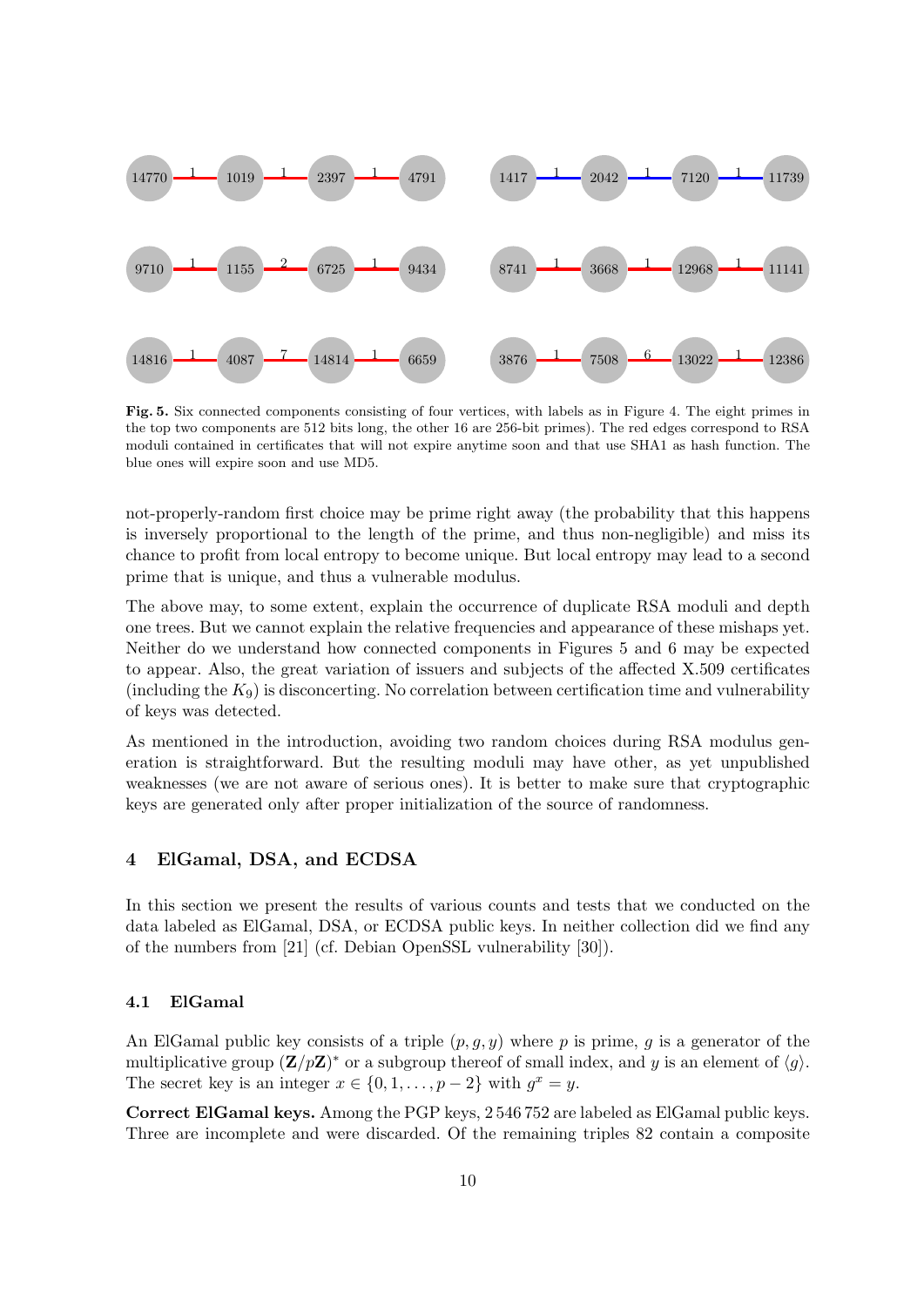**Fig. 5.** Six connected components consisting of four vertices, with labels as in Figure 4. The eight primes in the top two components are 512 bits long, the other 16 are 256-bit primes). The red edges correspond to RSA moduli contained in certificates that will not expire anytime soon and that use SHA1 as hash function. The blue ones will expire soon and use MD5.

not-properly-random first choice may be prime right away (the probability that this happens is inversely proportional to the length of the prime, and thus non-negligible) and miss its chance to profit from local entropy to become unique. But local entropy may lead to a second prime that is unique, and thus a vulnerable modulus.

The above may, to some extent, explain the occurrence of duplicate RSA moduli and depth one trees. But we cannot explain the relative frequencies and appearance of these mishaps yet. Neither do we understand how connected components in Figures 5 and 6 may be expected to appear. Also, the great variation of issuers and subjects of the affected X.509 certificates (including the $K_9$) is disconcerting. No correlation between certification time and vulnerability of keys was detected.

As mentioned in the introduction, avoiding two random choices during RSA modulus generation is straightforward. But the resulting moduli may have other, as yet unpublished weaknesses (we are not aware of serious ones). It is better to make sure that cryptographic keys are generated only after proper initialization of the source of randomness.

## 4 ElGamal, DSA, and ECDSA

In this section we present the results of various counts and tests that we conducted on the data labeled as ElGamal, DSA, or ECDSA public keys. In neither collection did we find any of the numbers from [21] (cf. Debian OpenSSL vulnerability [30]).

### 4.1 ElGamal

An ElGamal public key consists of a triple $(p, g, y)$ where $p$ is prime, $g$ is a generator of the multiplicative group $(\mathbf{Z}/p\mathbf{Z})^*$ or a subgroup thereof of small index, and $y$ is an element of $\langle g \rangle$. The secret key is an integer $x \in \{0, 1, \ldots, p-2\}$ with $g^x = y$.

**Correct ElGamal keys.** Among the PGP keys, 2 546 752 are labeled as ElGamal public keys. Three are incomplete and were discarded. Of the remaining triples 82 contain a composite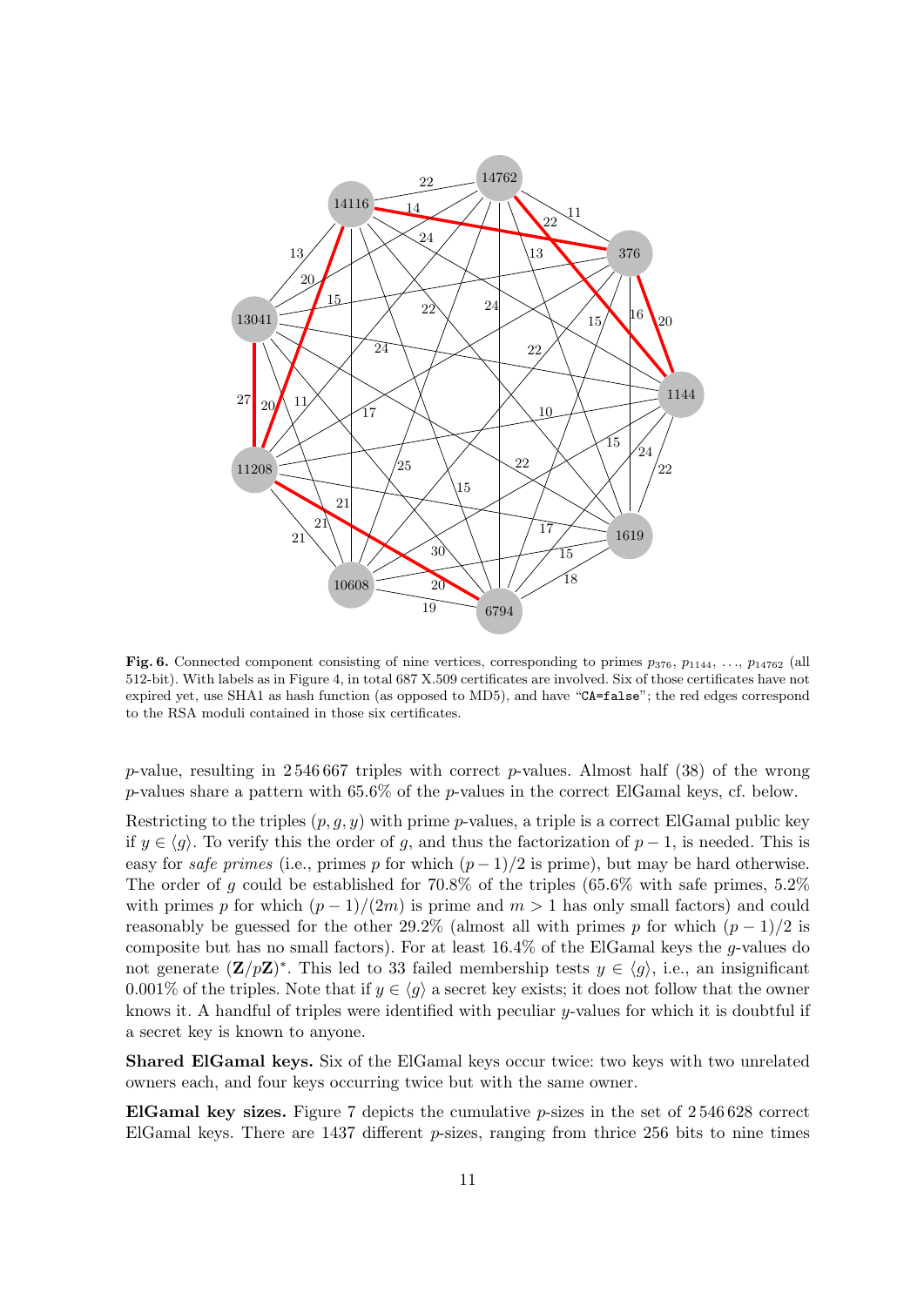**Fig. 6.** Connected component consisting of nine vertices, corresponding to primes $p_{376}$, $p_{1144}$, …, $p_{14762}$ (all 512-bit). With labels as in Figure 4, in total 687 X.509 certificates are involved. Six of those certificates have not expired yet, use SHA1 as hash function (as opposed to MD5), and have "`CA=false`"; the red edges correspond to the RSA moduli contained in those six certificates.

$p$-value, resulting in 2 546 667 triples with correct $p$-values. Almost half (38) of the wrong $p$-values share a pattern with 65.6% of the $p$-values in the correct ElGamal keys, cf. below.

Restricting to the triples $(p, g, y)$ with prime $p$-values, a triple is a correct ElGamal public key if $y \in \langle g \rangle$. To verify this the order of $g$, and thus the factorization of $p-1$, is needed. This is easy for *safe primes* (i.e., primes $p$ for which $(p-1)/2$ is prime), but may be hard otherwise. The order of $g$ could be established for 70.8% of the triples (65.6% with safe primes, 5.2% with primes $p$ for which $(p-1)/(2m)$ is prime and $m > 1$ has only small factors) and could reasonably be guessed for the other 29.2% (almost all with primes $p$ for which $(p-1)/2$ is composite but has no small factors). For at least 16.4% of the ElGamal keys the $g$-values do not generate $(\mathbf{Z}/p\mathbf{Z})^*$. This led to 33 failed membership tests $y \in \langle g \rangle$, i.e., an insignificant 0.001% of the triples. Note that if $y \in \langle g \rangle$ a secret key exists; it does not follow that the owner knows it. A handful of triples were identified with peculiar $y$-values for which it is doubtful if a secret key is known to anyone.

**Shared ElGamal keys.** Six of the ElGamal keys occur twice: two keys with two unrelated owners each, and four keys occurring twice but with the same owner.

**ElGamal key sizes.** Figure 7 depicts the cumulative $p$-sizes in the set of 2 546 628 correct ElGamal keys. There are 1437 different $p$-sizes, ranging from thrice 256 bits to nine times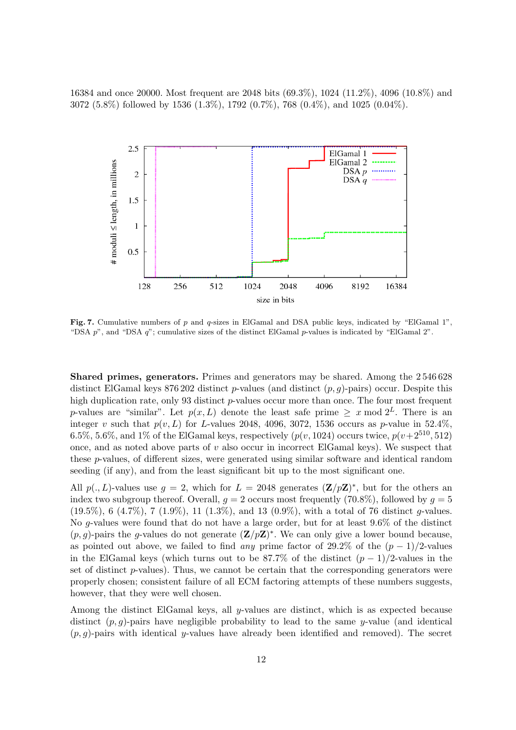16384 and once 20000. Most frequent are 2048 bits (69.3%), 1024 (11.2%), 4096 (10.8%) and 3072 (5.8%) followed by 1536 (1.3%), 1792 (0.7%), 768 (0.4%), and 1025 (0.04%).

**Fig. 7.** Cumulative numbers of $p$ and $q$-sizes in ElGamal and DSA public keys, indicated by "ElGamal 1", "DSA $p$", and "DSA $q$"; cumulative sizes of the distinct ElGamal $p$-values is indicated by "ElGamal 2".

**Shared primes, generators.** Primes and generators may be shared. Among the 2 546 628 distinct ElGamal keys 876 202 distinct $p$-values (and distinct $(p, g)$-pairs) occur. Despite this high duplication rate, only 93 distinct $p$-values occur more than once. The four most frequent $p$-values are "similar". Let $p(x, L)$ denote the least safe prime $\geq x \bmod 2^L$. There is an integer $v$ such that $p(v, L)$ for $L$-values 2048, 4096, 3072, 1536 occurs as $p$-value in 52.4%, 6.5%, 5.6%, and 1% of the ElGamal keys, respectively ($p(v, 1024)$ occurs twice, $p(v+2^{510}, 512)$ once, and as noted above parts of $v$ also occur in incorrect ElGamal keys). We suspect that these $p$-values, of different sizes, were generated using similar software and identical random seeding (if any), and from the least significant bit up to the most significant one.

All $p(., L)$-values use $g = 2$, which for $L = 2048$ generates $(\mathbf{Z}/p\mathbf{Z})^*$, but for the others an index two subgroup thereof. Overall, $g = 2$ occurs most frequently (70.8%), followed by $g = 5$ (19.5%), 6 (4.7%), 7 (1.9%), 11 (1.3%), and 13 (0.9%), with a total of 76 distinct $g$-values. No $g$-values were found that do not have a large order, but for at least 9.6% of the distinct $(p, g)$-pairs the $g$-values do not generate $(\mathbf{Z}/p\mathbf{Z})^*$. We can only give a lower bound because, as pointed out above, we failed to find *any* prime factor of 29.2% of the $(p - 1)/2$-values in the ElGamal keys (which turns out to be 87.7% of the distinct $(p - 1)/2$-values in the set of distinct $p$-values). Thus, we cannot be certain that the corresponding generators were properly chosen; consistent failure of all ECM factoring attempts of these numbers suggests, however, that they were well chosen.

Among the distinct ElGamal keys, all $y$-values are distinct, which is as expected because distinct $(p, g)$-pairs have negligible probability to lead to the same $y$-value (and identical $(p, g)$-pairs with identical $y$-values have already been identified and removed). The secret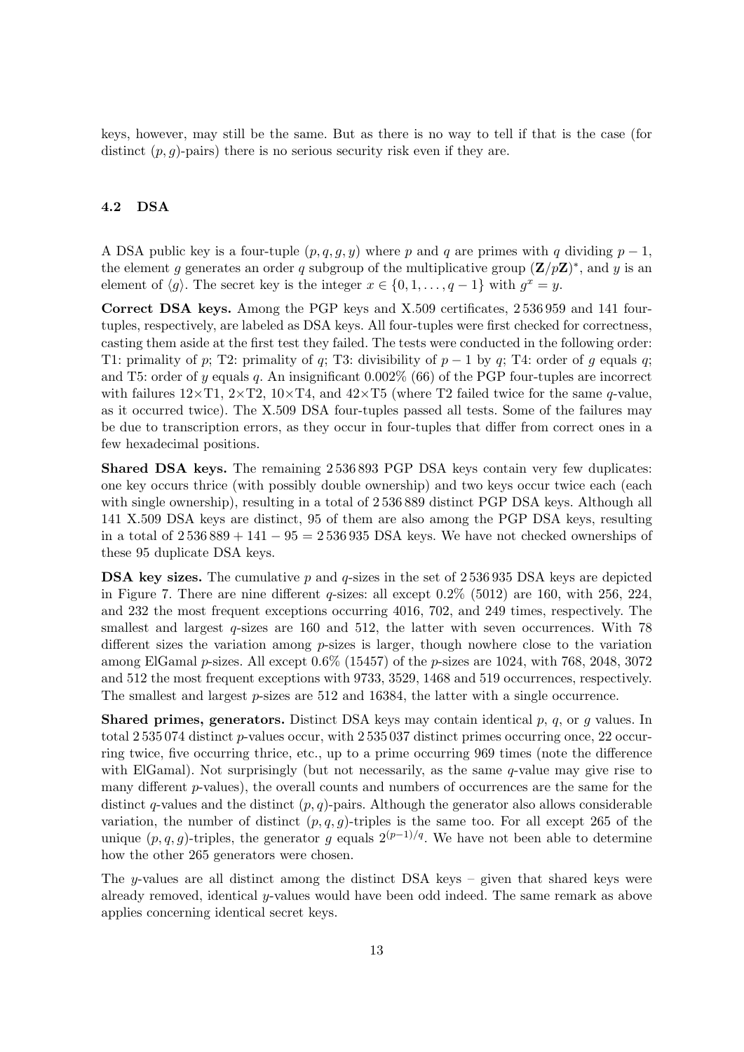keys, however, may still be the same. But as there is no way to tell if that is the case (for distinct $(p, g)$-pairs) there is no serious security risk even if they are.

### 4.2 DSA

A DSA public key is a four-tuple $(p, q, g, y)$ where $p$ and $q$ are primes with $q$ dividing $p-1$, the element $g$ generates an order $q$ subgroup of the multiplicative group $(\mathbf{Z}/p\mathbf{Z})^*$, and $y$ is an element of $\langle g \rangle$. The secret key is the integer $x \in \{0, 1, \ldots, q-1\}$ with $g^x = y$.

**Correct DSA keys.** Among the PGP keys and X.509 certificates, 2 536 959 and 141 four-tuples, respectively, are labeled as DSA keys. All four-tuples were first checked for correctness, casting them aside at the first test they failed. The tests were conducted in the following order: T1: primality of $p$; T2: primality of $q$; T3: divisibility of $p-1$ by $q$; T4: order of $g$ equals $q$; and T5: order of $y$ equals $q$. An insignificant 0.002% (66) of the PGP four-tuples are incorrect with failures 12×T1, 2×T2, 10×T4, and 42×T5 (where T2 failed twice for the same $q$-value, as it occurred twice). The X.509 DSA four-tuples passed all tests. Some of the failures may be due to transcription errors, as they occur in four-tuples that differ from correct ones in a few hexadecimal positions.

**Shared DSA keys.** The remaining 2 536 893 PGP DSA keys contain very few duplicates: one key occurs thrice (with possibly double ownership) and two keys occur twice each (each with single ownership), resulting in a total of 2 536 889 distinct PGP DSA keys. Although all 141 X.509 DSA keys are distinct, 95 of them are also among the PGP DSA keys, resulting in a total of $2\,536\,889 + 141 - 95 = 2\,536\,935$ DSA keys. We have not checked ownerships of these 95 duplicate DSA keys.

**DSA key sizes.** The cumulative $p$ and $q$-sizes in the set of 2 536 935 DSA keys are depicted in Figure 7. There are nine different $q$-sizes: all except 0.2% (5012) are 160, with 256, 224, and 232 the most frequent exceptions occurring 4016, 702, and 249 times, respectively. The smallest and largest $q$-sizes are 160 and 512, the latter with seven occurrences. With 78 different sizes the variation among $p$-sizes is larger, though nowhere close to the variation among ElGamal $p$-sizes. All except 0.6% (15457) of the $p$-sizes are 1024, with 768, 2048, 3072 and 512 the most frequent exceptions with 9733, 3529, 1468 and 519 occurrences, respectively. The smallest and largest $p$-sizes are 512 and 16384, the latter with a single occurrence.

**Shared primes, generators.** Distinct DSA keys may contain identical $p$, $q$, or $g$ values. In total 2 535 074 distinct $p$-values occur, with 2 535 037 distinct primes occurring once, 22 occurring twice, five occurring thrice, etc., up to a prime occurring 969 times (note the difference with ElGamal). Not surprisingly (but not necessarily, as the same $q$-value may give rise to many different $p$-values), the overall counts and numbers of occurrences are the same for the distinct $q$-values and the distinct $(p, q)$-pairs. Although the generator also allows considerable variation, the number of distinct $(p, q, g)$-triples is the same too. For all except 265 of the unique $(p, q, g)$-triples, the generator $g$ equals $2^{(p-1)/q}$. We have not been able to determine how the other 265 generators were chosen.

The $y$-values are all distinct among the distinct DSA keys – given that shared keys were already removed, identical $y$-values would have been odd indeed. The same remark as above applies concerning identical secret keys.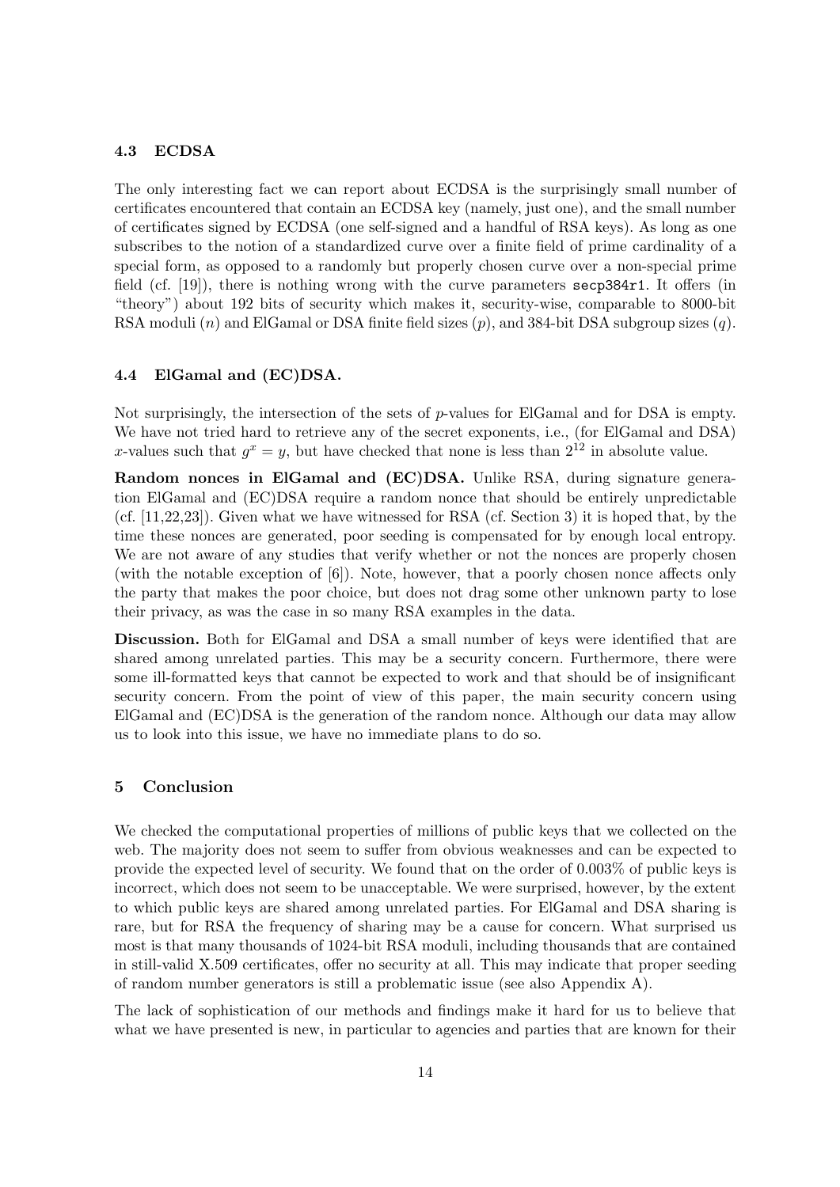### 4.3 ECDSA

The only interesting fact we can report about ECDSA is the surprisingly small number of certificates encountered that contain an ECDSA key (namely, just one), and the small number of certificates signed by ECDSA (one self-signed and a handful of RSA keys). As long as one subscribes to the notion of a standardized curve over a finite field of prime cardinality of a special form, as opposed to a randomly but properly chosen curve over a non-special prime field (cf. [19]), there is nothing wrong with the curve parameters `secp384r1`. It offers (in "theory") about 192 bits of security which makes it, security-wise, comparable to 8000-bit RSA moduli ($n$) and ElGamal or DSA finite field sizes ($p$), and 384-bit DSA subgroup sizes ($q$).

### 4.4 ElGamal and (EC)DSA.

Not surprisingly, the intersection of the sets of $p$-values for ElGamal and for DSA is empty. We have not tried hard to retrieve any of the secret exponents, i.e., (for ElGamal and DSA) $x$-values such that $g^x = y$, but have checked that none is less than $2^{12}$ in absolute value.

**Random nonces in ElGamal and (EC)DSA.** Unlike RSA, during signature generation ElGamal and (EC)DSA require a random nonce that should be entirely unpredictable (cf. [11,22,23]). Given what we have witnessed for RSA (cf. Section 3) it is hoped that, by the time these nonces are generated, poor seeding is compensated for by enough local entropy. We are not aware of any studies that verify whether or not the nonces are properly chosen (with the notable exception of [6]). Note, however, that a poorly chosen nonce affects only the party that makes the poor choice, but does not drag some other unknown party to lose their privacy, as was the case in so many RSA examples in the data.

**Discussion.** Both for ElGamal and DSA a small number of keys were identified that are shared among unrelated parties. This may be a security concern. Furthermore, there were some ill-formatted keys that cannot be expected to work and that should be of insignificant security concern. From the point of view of this paper, the main security concern using ElGamal and (EC)DSA is the generation of the random nonce. Although our data may allow us to look into this issue, we have no immediate plans to do so.

## 5 Conclusion

We checked the computational properties of millions of public keys that we collected on the web. The majority does not seem to suffer from obvious weaknesses and can be expected to provide the expected level of security. We found that on the order of 0.003% of public keys is incorrect, which does not seem to be unacceptable. We were surprised, however, by the extent to which public keys are shared among unrelated parties. For ElGamal and DSA sharing is rare, but for RSA the frequency of sharing may be a cause for concern. What surprised us most is that many thousands of 1024-bit RSA moduli, including thousands that are contained in still-valid X.509 certificates, offer no security at all. This may indicate that proper seeding of random number generators is still a problematic issue (see also Appendix A).

The lack of sophistication of our methods and findings make it hard for us to believe that what we have presented is new, in particular to agencies and parties that are known for their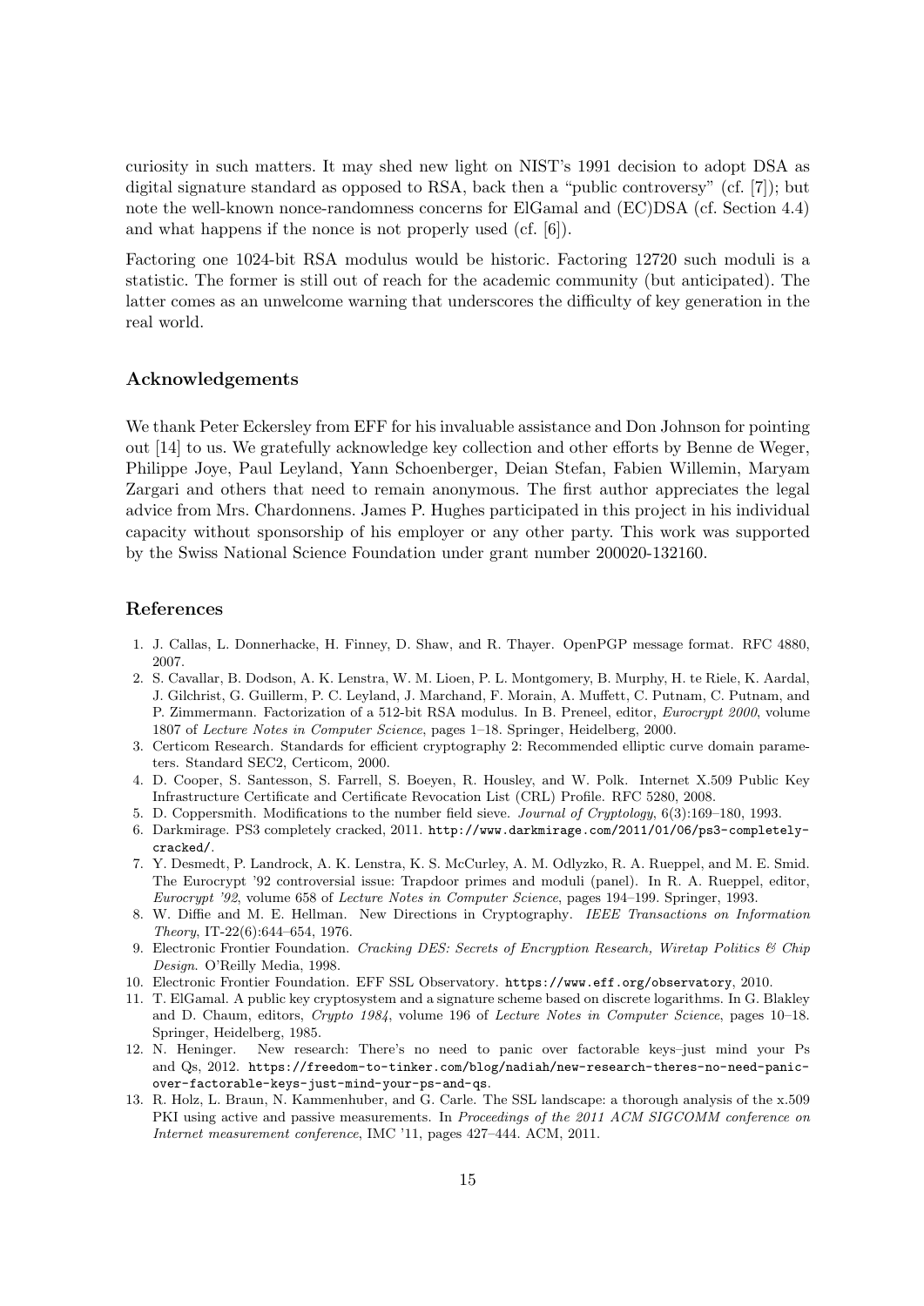curiosity in such matters. It may shed new light on NIST's 1991 decision to adopt DSA as digital signature standard as opposed to RSA, back then a "public controversy" (cf. [7]); but note the well-known nonce-randomness concerns for ElGamal and (EC)DSA (cf. Section 4.4) and what happens if the nonce is not properly used (cf. [6]).

Factoring one 1024-bit RSA modulus would be historic. Factoring 12720 such moduli is a statistic. The former is still out of reach for the academic community (but anticipated). The latter comes as an unwelcome warning that underscores the difficulty of key generation in the real world.

### Acknowledgements

We thank Peter Eckersley from EFF for his invaluable assistance and Don Johnson for pointing out [14] to us. We gratefully acknowledge key collection and other efforts by Benne de Weger, Philippe Joye, Paul Leyland, Yann Schoenberger, Deian Stefan, Fabien Willemin, Maryam Zargari and others that need to remain anonymous. The first author appreciates the legal advice from Mrs. Chardonnens. James P. Hughes participated in this project in his individual capacity without sponsorship of his employer or any other party. This work was supported by the Swiss National Science Foundation under grant number 200020-132160.

### References

1. J. Callas, L. Donnerhacke, H. Finney, D. Shaw, and R. Thayer. OpenPGP message format. RFC 4880, 2007.
2. S. Cavallar, B. Dodson, A. K. Lenstra, W. M. Lioen, P. L. Montgomery, B. Murphy, H. te Riele, K. Aardal, J. Gilchrist, G. Guillerm, P. C. Leyland, J. Marchand, F. Morain, A. Muffett, C. Putnam, C. Putnam, and P. Zimmermann. Factorization of a 512-bit RSA modulus. In B. Preneel, editor, *Eurocrypt 2000*, volume 1807 of *Lecture Notes in Computer Science*, pages 1–18. Springer, Heidelberg, 2000.
3. Certicom Research. Standards for efficient cryptography 2: Recommended elliptic curve domain parameters. Standard SEC2, Certicom, 2000.
4. D. Cooper, S. Santesson, S. Farrell, S. Boeyen, R. Housley, and W. Polk. Internet X.509 Public Key Infrastructure Certificate and Certificate Revocation List (CRL) Profile. RFC 5280, 2008.
5. D. Coppersmith. Modifications to the number field sieve. *Journal of Cryptology*, 6(3):169–180, 1993.
6. Darkmirage. PS3 completely cracked, 2011. `http://www.darkmirage.com/2011/01/06/ps3-completely-cracked/`.
7. Y. Desmedt, P. Landrock, A. K. Lenstra, K. S. McCurley, A. M. Odlyzko, R. A. Rueppel, and M. E. Smid. The Eurocrypt '92 controversial issue: Trapdoor primes and moduli (panel). In R. A. Rueppel, editor, *Eurocrypt '92*, volume 658 of *Lecture Notes in Computer Science*, pages 194–199. Springer, 1993.
8. W. Diffie and M. E. Hellman. New Directions in Cryptography. *IEEE Transactions on Information Theory*, IT-22(6):644–654, 1976.
9. Electronic Frontier Foundation. *Cracking DES: Secrets of Encryption Research, Wiretap Politics & Chip Design*. O'Reilly Media, 1998.
10. Electronic Frontier Foundation. EFF SSL Observatory. `https://www.eff.org/observatory`, 2010.
11. T. ElGamal. A public key cryptosystem and a signature scheme based on discrete logarithms. In G. Blakley and D. Chaum, editors, *Crypto 1984*, volume 196 of *Lecture Notes in Computer Science*, pages 10–18. Springer, Heidelberg, 1985.
12. N. Heninger. New research: There's no need to panic over factorable keys–just mind your Ps and Qs, 2012. `https://freedom-to-tinker.com/blog/nadiah/new-research-theres-no-need-panic-over-factorable-keys-just-mind-your-ps-and-qs`.
13. R. Holz, L. Braun, N. Kammenhuber, and G. Carle. The SSL landscape: a thorough analysis of the x.509 PKI using active and passive measurements. In *Proceedings of the 2011 ACM SIGCOMM conference on Internet measurement conference*, IMC '11, pages 427–444. ACM, 2011.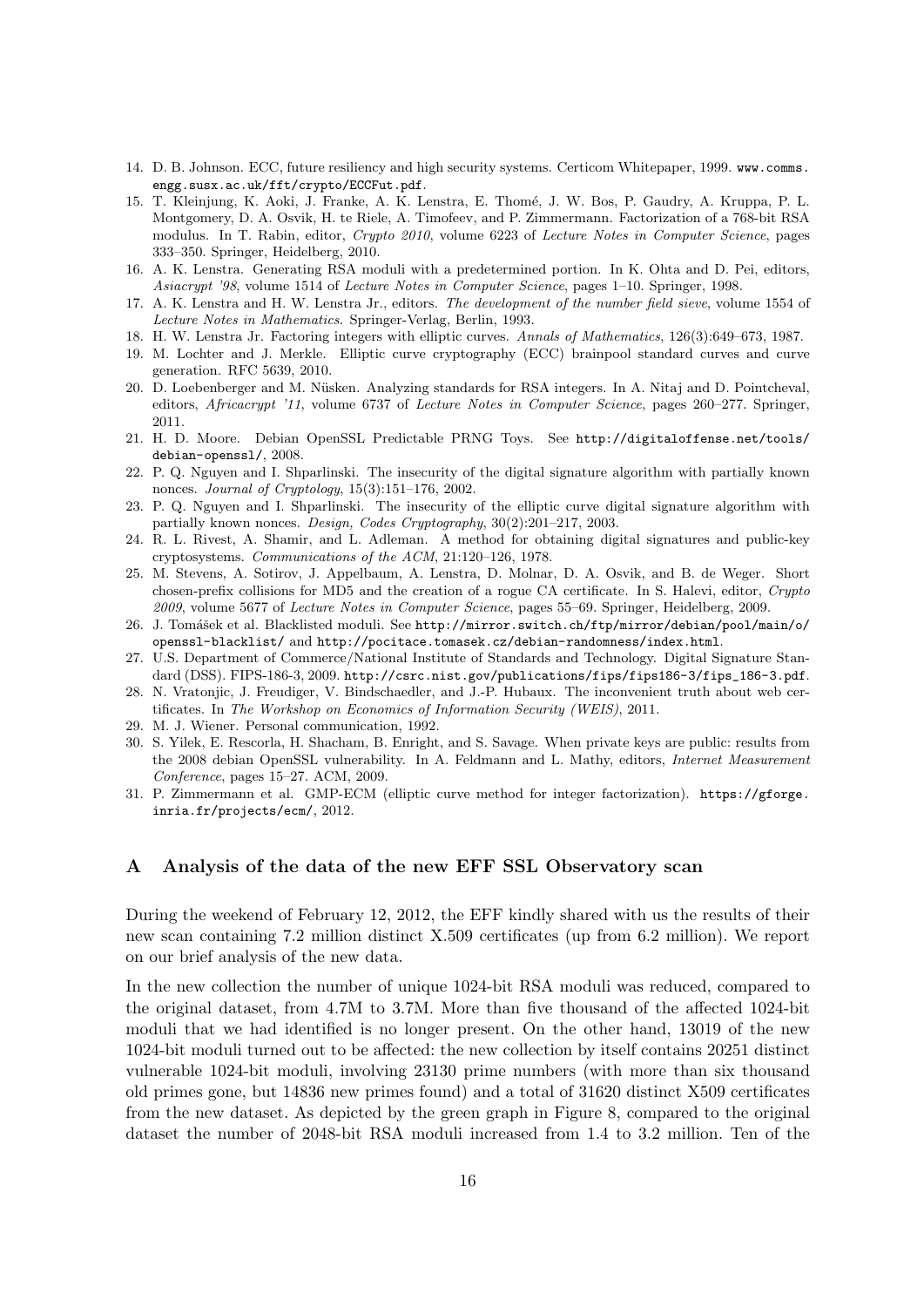14. D. B. Johnson. ECC, future resiliency and high security systems. Certicom Whitepaper, 1999. `www.comms.engg.susx.ac.uk/fft/crypto/ECCFut.pdf`.
15. T. Kleinjung, K. Aoki, J. Franke, A. K. Lenstra, E. Thomé, J. W. Bos, P. Gaudry, A. Kruppa, P. L. Montgomery, D. A. Osvik, H. te Riele, A. Timofeev, and P. Zimmermann. Factorization of a 768-bit RSA modulus. In T. Rabin, editor, *Crypto 2010*, volume 6223 of *Lecture Notes in Computer Science*, pages 333–350. Springer, Heidelberg, 2010.
16. A. K. Lenstra. Generating RSA moduli with a predetermined portion. In K. Ohta and D. Pei, editors, *Asiacrypt '98*, volume 1514 of *Lecture Notes in Computer Science*, pages 1–10. Springer, 1998.
17. A. K. Lenstra and H. W. Lenstra Jr., editors. *The development of the number field sieve*, volume 1554 of *Lecture Notes in Mathematics*. Springer-Verlag, Berlin, 1993.
18. H. W. Lenstra Jr. Factoring integers with elliptic curves. *Annals of Mathematics*, 126(3):649–673, 1987.
19. M. Lochter and J. Merkle. Elliptic curve cryptography (ECC) brainpool standard curves and curve generation. RFC 5639, 2010.
20. D. Loebenberger and M. Nüsken. Analyzing standards for RSA integers. In A. Nitaj and D. Pointcheval, editors, *Africacrypt '11*, volume 6737 of *Lecture Notes in Computer Science*, pages 260–277. Springer, 2011.
21. H. D. Moore. Debian OpenSSL Predictable PRNG Toys. See `http://digitaloffense.net/tools/debian-openssl/`, 2008.
22. P. Q. Nguyen and I. Shparlinski. The insecurity of the digital signature algorithm with partially known nonces. *Journal of Cryptology*, 15(3):151–176, 2002.
23. P. Q. Nguyen and I. Shparlinski. The insecurity of the elliptic curve digital signature algorithm with partially known nonces. *Design, Codes Cryptography*, 30(2):201–217, 2003.
24. R. L. Rivest, A. Shamir, and L. Adleman. A method for obtaining digital signatures and public-key cryptosystems. *Communications of the ACM*, 21:120–126, 1978.
25. M. Stevens, A. Sotirov, J. Appelbaum, A. Lenstra, D. Molnar, D. A. Osvik, and B. de Weger. Short chosen-prefix collisions for MD5 and the creation of a rogue CA certificate. In S. Halevi, editor, *Crypto 2009*, volume 5677 of *Lecture Notes in Computer Science*, pages 55–69. Springer, Heidelberg, 2009.
26. J. Tomášek et al. Blacklisted moduli. See `http://mirror.switch.ch/ftp/mirror/debian/pool/main/o/openssl-blacklist/` and `http://pocitace.tomasek.cz/debian-randomness/index.html`.
27. U.S. Department of Commerce/National Institute of Standards and Technology. Digital Signature Standard (DSS). FIPS-186-3, 2009. `http://csrc.nist.gov/publications/fips/fips186-3/fips_186-3.pdf`.
28. N. Vratonjic, J. Freudiger, V. Bindschaedler, and J.-P. Hubaux. The inconvenient truth about web certificates. In *The Workshop on Economics of Information Security (WEIS)*, 2011.
29. M. J. Wiener. Personal communication, 1992.
30. S. Yilek, E. Rescorla, H. Shacham, B. Enright, and S. Savage. When private keys are public: results from the 2008 debian OpenSSL vulnerability. In A. Feldmann and L. Mathy, editors, *Internet Measurement Conference*, pages 15–27. ACM, 2009.
31. P. Zimmermann et al. GMP-ECM (elliptic curve method for integer factorization). `https://gforge.inria.fr/projects/ecm/`, 2012.

## A Analysis of the data of the new EFF SSL Observatory scan

During the weekend of February 12, 2012, the EFF kindly shared with us the results of their new scan containing 7.2 million distinct X.509 certificates (up from 6.2 million). We report on our brief analysis of the new data.

In the new collection the number of unique 1024-bit RSA moduli was reduced, compared to the original dataset, from 4.7M to 3.7M. More than five thousand of the affected 1024-bit moduli that we had identified is no longer present. On the other hand, 13019 of the new 1024-bit moduli turned out to be affected: the new collection by itself contains 20251 distinct vulnerable 1024-bit moduli, involving 23130 prime numbers (with more than six thousand old primes gone, but 14836 new primes found) and a total of 31620 distinct X509 certificates from the new dataset. As depicted by the green graph in Figure 8, compared to the original dataset the number of 2048-bit RSA moduli increased from 1.4 to 3.2 million. Ten of the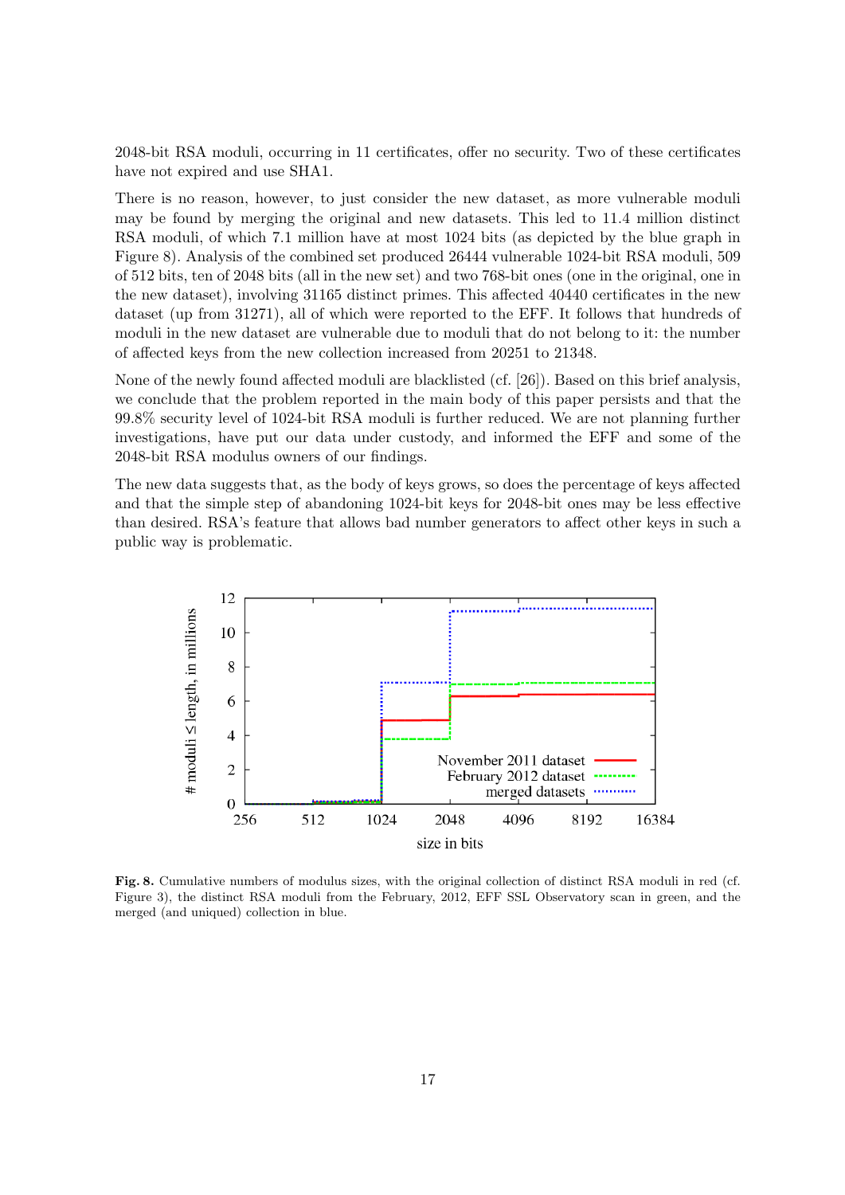2048-bit RSA moduli, occurring in 11 certificates, offer no security. Two of these certificates have not expired and use SHA1.

There is no reason, however, to just consider the new dataset, as more vulnerable moduli may be found by merging the original and new datasets. This led to 11.4 million distinct RSA moduli, of which 7.1 million have at most 1024 bits (as depicted by the blue graph in Figure 8). Analysis of the combined set produced 26444 vulnerable 1024-bit RSA moduli, 509 of 512 bits, ten of 2048 bits (all in the new set) and two 768-bit ones (one in the original, one in the new dataset), involving 31165 distinct primes. This affected 40440 certificates in the new dataset (up from 31271), all of which were reported to the EFF. It follows that hundreds of moduli in the new dataset are vulnerable due to moduli that do not belong to it: the number of affected keys from the new collection increased from 20251 to 21348.

None of the newly found affected moduli are blacklisted (cf. [26]). Based on this brief analysis, we conclude that the problem reported in the main body of this paper persists and that the 99.8% security level of 1024-bit RSA moduli is further reduced. We are not planning further investigations, have put our data under custody, and informed the EFF and some of the 2048-bit RSA modulus owners of our findings.

The new data suggests that, as the body of keys grows, so does the percentage of keys affected and that the simple step of abandoning 1024-bit keys for 2048-bit ones may be less effective than desired. RSA's feature that allows bad number generators to affect other keys in such a public way is problematic.

\# moduli ≤ length, in millions

12
10
8
6
4
2
0

256 512 1024 2048 4096 8192 16384

size in bits

November 2011 dataset
February 2012 dataset
merged datasets

**Fig. 8.** Cumulative numbers of modulus sizes, with the original collection of distinct RSA moduli in red (cf. Figure 3), the distinct RSA moduli from the February, 2012, EFF SSL Observatory scan in green, and the merged (and uniqued) collection in blue.